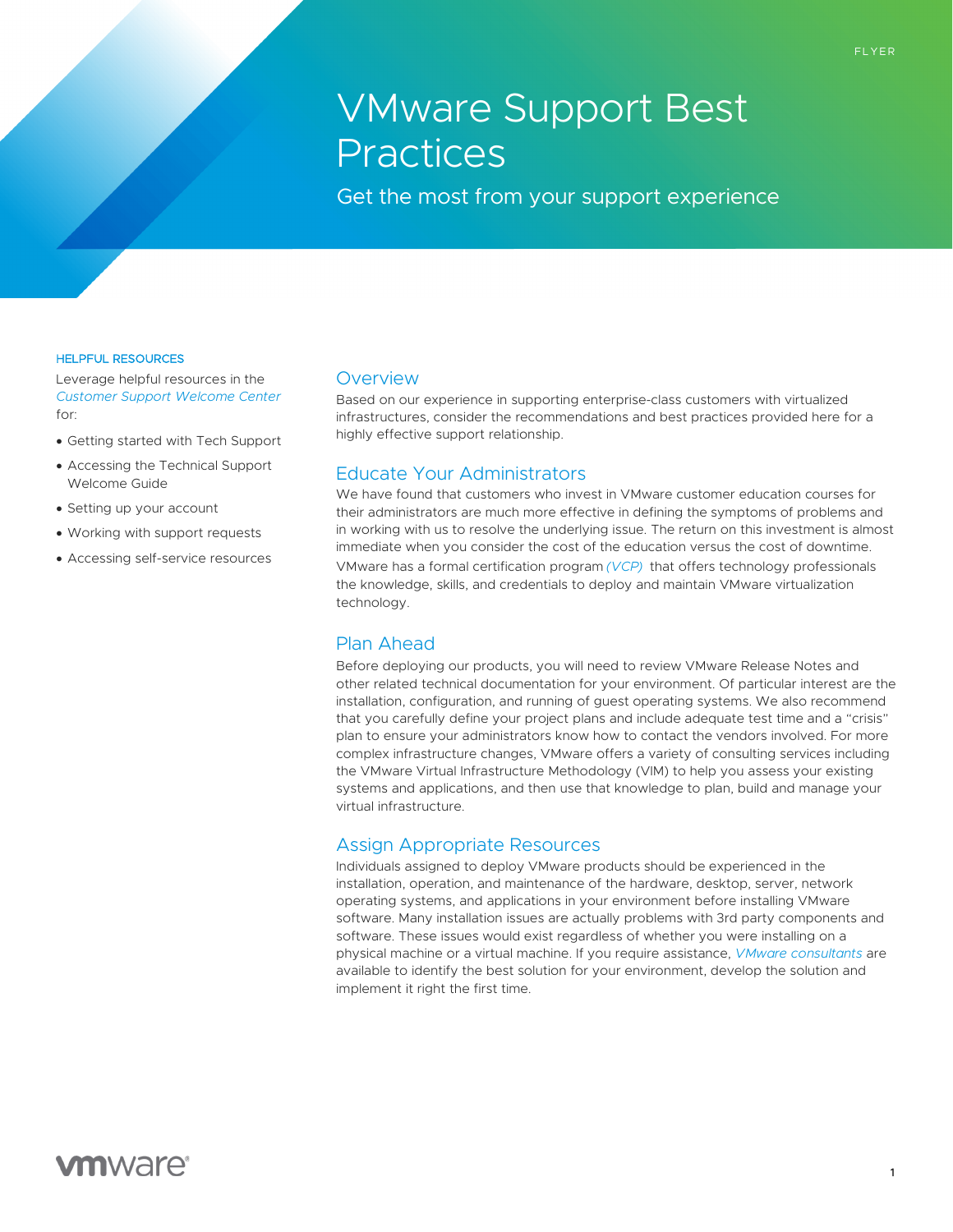FLYER

# VMware Support Best Practices

Get the most from your support experience

**HELPFUL RESOURCES**

Leverage helpful resources in the *Customer Support Welcome Center* for:

- Getting started with Tech Support
- Accessing the Technical Support Welcome Guide
- Setting up your account
- Working with support requests
- Accessing self-service resources

## Overview

Based on our experience in supporting enterprise-class customers with virtualized infrastructures, consider the recommendations and best practices provided here for a highly effective support relationship.

## Educate Your Administrators

We have found that customers who invest in VMware customer education courses for their administrators are much more effective in defining the symptoms of problems and in working with us to resolve the underlying issue. The return on this investment is almost immediate when you consider the cost of the education versus the cost of downtime.

VMware has a formal certification program *(VCP)* that offers technology professionals the knowledge, skills, and credentials to deploy and maintain VMware virtualization technology.

## Plan Ahead

Before deploying our products, you will need to review VMware Release Notes and other related technical documentation for your environment. Of particular interest are the installation, configuration, and running of guest operating systems. We also recommend that you carefully define your project plans and include adequate test time and a "crisis" plan to ensure your administrators know how to contact the vendors involved. For more complex infrastructure changes, VMware offers a variety of consulting services including the VMware Virtual Infrastructure Methodology (VIM) to help you assess your existing systems and applications, and then use that knowledge to plan, build and manage your virtual infrastructure.

## Assign Appropriate Resources

Individuals assigned to deploy VMware products should be experienced in the installation, operation, and maintenance of the hardware, desktop, server, network operating systems, and applications in your environment before installing VMware software. Many installation issues are actually problems with 3rd party components and software. These issues would exist regardless of whether you were installing on a physical machine or a virtual machine. If you require assistance, *VMware consultants* are available to identify the best solution for your environment, develop the solution and implement it right the first time.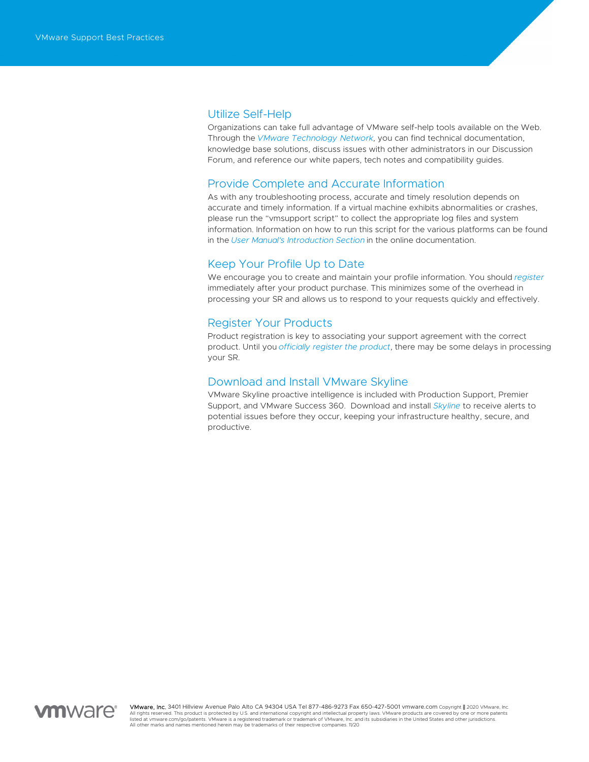## Utilize Self-Help

Organizations can take full advantage of VMware self-help tools available on the Web. Through the *VMware Technology Network*, you can find technical documentation, knowledge base solutions, discuss issues with other administrators in our Discussion Forum, and reference our white papers, tech notes and compatibility guides.

## Provide Complete and Accurate Information

As with any troubleshooting process, accurate and timely resolution depends on accurate and timely information. If a virtual machine exhibits abnormalities or crashes, please run the "vmsupport script" to collect the appropriate log files and system information. Information on how to run this script for the various platforms can be found in the *User Manual's Introduction Section* in the online documentation.

## Keep Your Profile Up to Date

We encourage you to create and maintain your profile information. You should *register* immediately after your product purchase. This minimizes some of the overhead in processing your SR and allows us to respond to your requests quickly and effectively.

## Register Your Products

Product registration is key to associating your support agreement with the correct product. Until you *officially register the product*, there may be some delays in processing your SR.

## Download and Install VMware Skyline

VMware Skyline proactive intelligence is included with Production Support, Premier Support, and VMware Success 360. Download and install *Skyline* to receive alerts to potential issues before they occur, keeping your infrastructure healthy, secure, and productive.

**VMware, Inc.** 3401 Hillview Avenue Palo Alto CA 94304 USA Tel 877-486-9273 Fax 650-427-5001 vmware.com Copyright © 2020 VMware, Inc. All rights reserved. This product is protected by U.S. and international copyright and intellectual property laws. VMware products are covered by one or more patents listed at vmware.com/go/patents. VMware is a registered trademark or trademark of VMware, Inc. and its subsidiaries in the United States and other jurisdictions. All other marks and names mentioned herein may be trademarks of their respective companies. 11/20